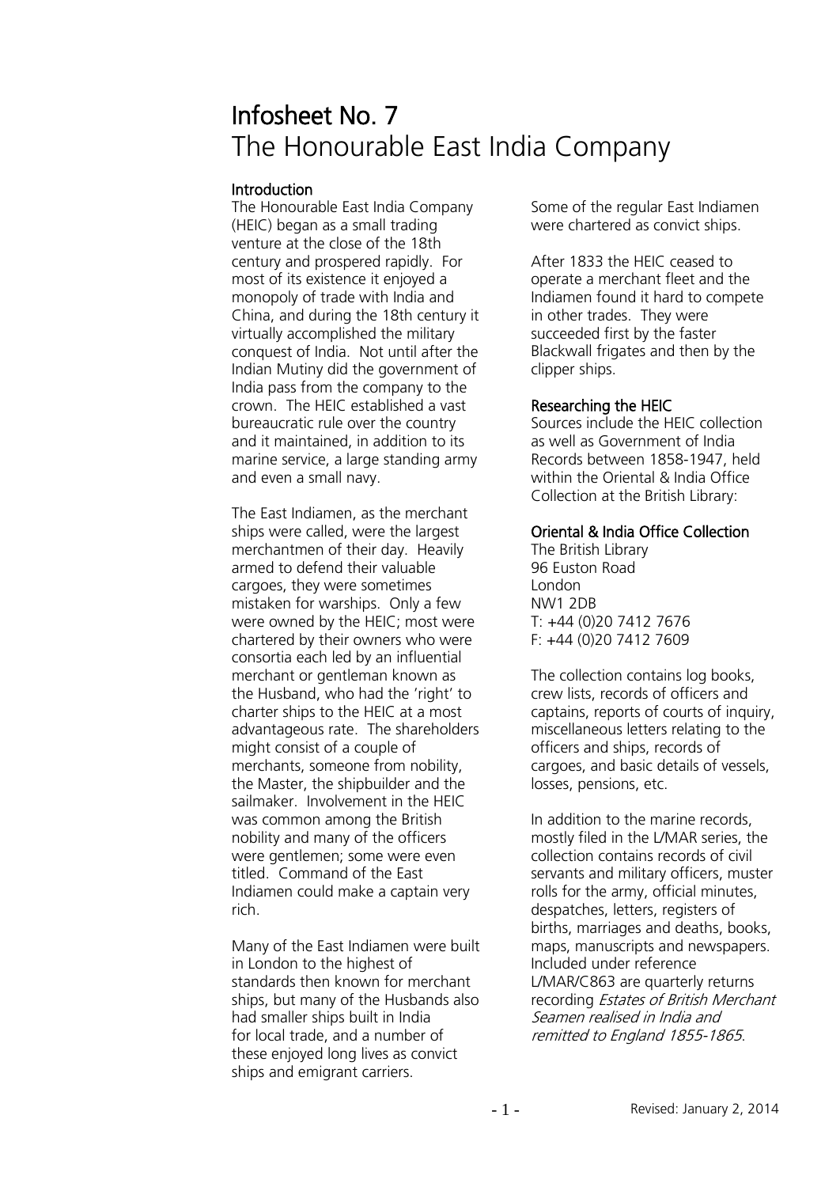# Infosheet No. 7
# The Honourable East India Company

## Introduction

The Honourable East India Company (HEIC) began as a small trading venture at the close of the 18th century and prospered rapidly. For most of its existence it enjoyed a monopoly of trade with India and China, and during the 18th century it virtually accomplished the military conquest of India. Not until after the Indian Mutiny did the government of India pass from the company to the crown. The HEIC established a vast bureaucratic rule over the country and it maintained, in addition to its marine service, a large standing army and even a small navy.

The East Indiamen, as the merchant ships were called, were the largest merchantmen of their day. Heavily armed to defend their valuable cargoes, they were sometimes mistaken for warships. Only a few were owned by the HEIC; most were chartered by their owners who were consortia each led by an influential merchant or gentleman known as the Husband, who had the 'right' to charter ships to the HEIC at a most advantageous rate. The shareholders might consist of a couple of merchants, someone from nobility, the Master, the shipbuilder and the sailmaker. Involvement in the HEIC was common among the British nobility and many of the officers were gentlemen; some were even titled. Command of the East Indiamen could make a captain very rich.

Many of the East Indiamen were built in London to the highest of standards then known for merchant ships, but many of the Husbands also had smaller ships built in India for local trade, and a number of these enjoyed long lives as convict ships and emigrant carriers. Some of the regular East Indiamen were chartered as convict ships.

After 1833 the HEIC ceased to operate a merchant fleet and the Indiamen found it hard to compete in other trades. They were succeeded first by the faster Blackwall frigates and then by the clipper ships.

## Researching the HEIC

Sources include the HEIC collection as well as Government of India Records between 1858-1947, held within the Oriental & India Office Collection at the British Library:

### Oriental & India Office Collection

The British Library
96 Euston Road
London
NW1 2DB
T: +44 (0)20 7412 7676
F: +44 (0)20 7412 7609

The collection contains log books, crew lists, records of officers and captains, reports of courts of inquiry, miscellaneous letters relating to the officers and ships, records of cargoes, and basic details of vessels, losses, pensions, etc.

In addition to the marine records, mostly filed in the L/MAR series, the collection contains records of civil servants and military officers, muster rolls for the army, official minutes, despatches, letters, registers of births, marriages and deaths, books, maps, manuscripts and newspapers. Included under reference L/MAR/C863 are quarterly returns recording *Estates of British Merchant Seamen realised in India and remitted to England 1855-1865*.

Revised: January 2, 2014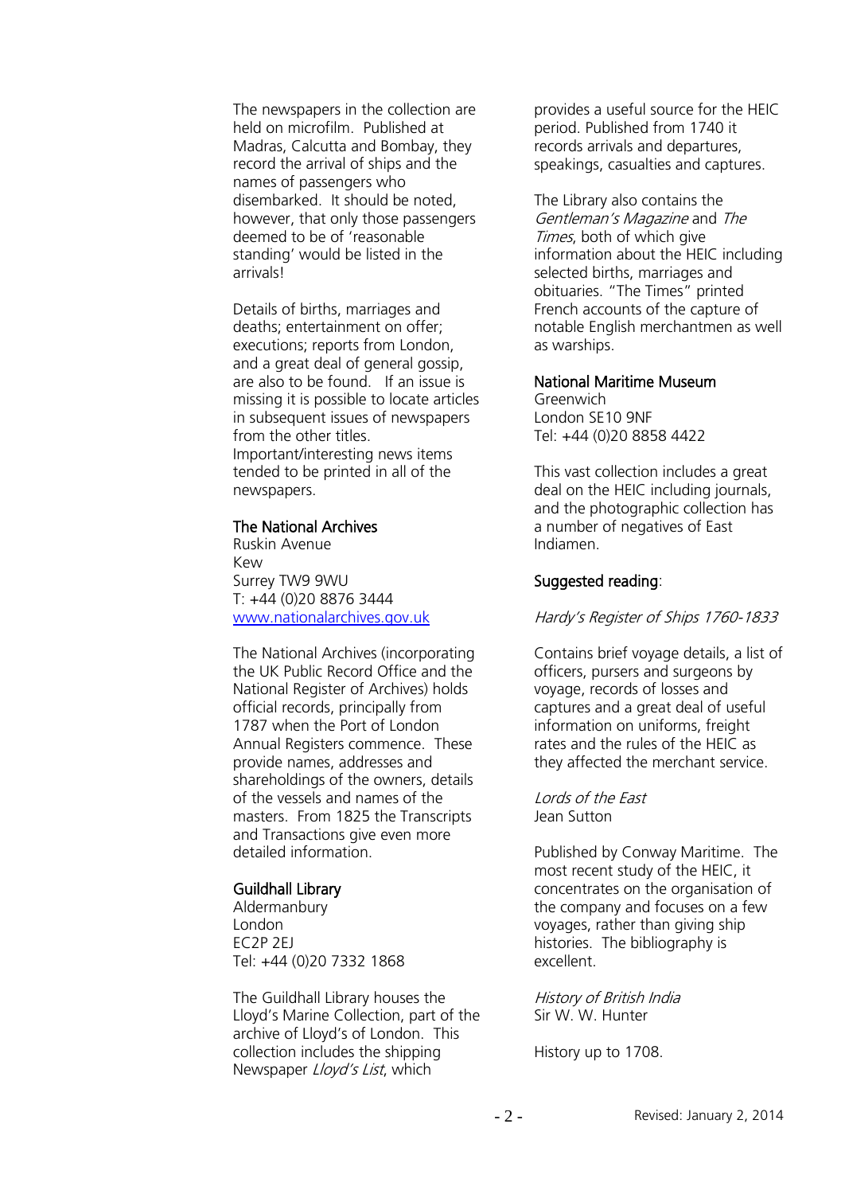The newspapers in the collection are held on microfilm. Published at Madras, Calcutta and Bombay, they record the arrival of ships and the names of passengers who disembarked. It should be noted, however, that only those passengers deemed to be of 'reasonable standing' would be listed in the arrivals!

Details of births, marriages and deaths; entertainment on offer; executions; reports from London, and a great deal of general gossip, are also to be found. If an issue is missing it is possible to locate articles in subsequent issues of newspapers from the other titles. Important/interesting news items tended to be printed in all of the newspapers.

### The National Archives

Ruskin Avenue
Kew
Surrey TW9 9WU
T: +44 (0)20 8876 3444
[www.nationalarchives.gov.uk](http://www.nationalarchives.gov.uk)

The National Archives (incorporating the UK Public Record Office and the National Register of Archives) holds official records, principally from 1787 when the Port of London Annual Registers commence. These provide names, addresses and shareholdings of the owners, details of the vessels and names of the masters. From 1825 the Transcripts and Transactions give even more detailed information.

### Guildhall Library

Aldermanbury
London
EC2P 2EJ
Tel: +44 (0)20 7332 1868

The Guildhall Library houses the Lloyd's Marine Collection, part of the archive of Lloyd's of London. This collection includes the shipping Newspaper *Lloyd's List*, which provides a useful source for the HEIC period. Published from 1740 it records arrivals and departures, speakings, casualties and captures.

The Library also contains the *Gentleman's Magazine* and *The Times*, both of which give information about the HEIC including selected births, marriages and obituaries. "The Times" printed French accounts of the capture of notable English merchantmen as well as warships.

### National Maritime Museum

Greenwich
London SE10 9NF
Tel: +44 (0)20 8858 4422

This vast collection includes a great deal on the HEIC including journals, and the photographic collection has a number of negatives of East Indiamen.

### Suggested reading:

*Hardy's Register of Ships 1760-1833*

Contains brief voyage details, a list of officers, pursers and surgeons by voyage, records of losses and captures and a great deal of useful information on uniforms, freight rates and the rules of the HEIC as they affected the merchant service.

*Lords of the East*
Jean Sutton

Published by Conway Maritime. The most recent study of the HEIC, it concentrates on the organisation of the company and focuses on a few voyages, rather than giving ship histories. The bibliography is excellent.

*History of British India*
Sir W. W. Hunter

History up to 1708.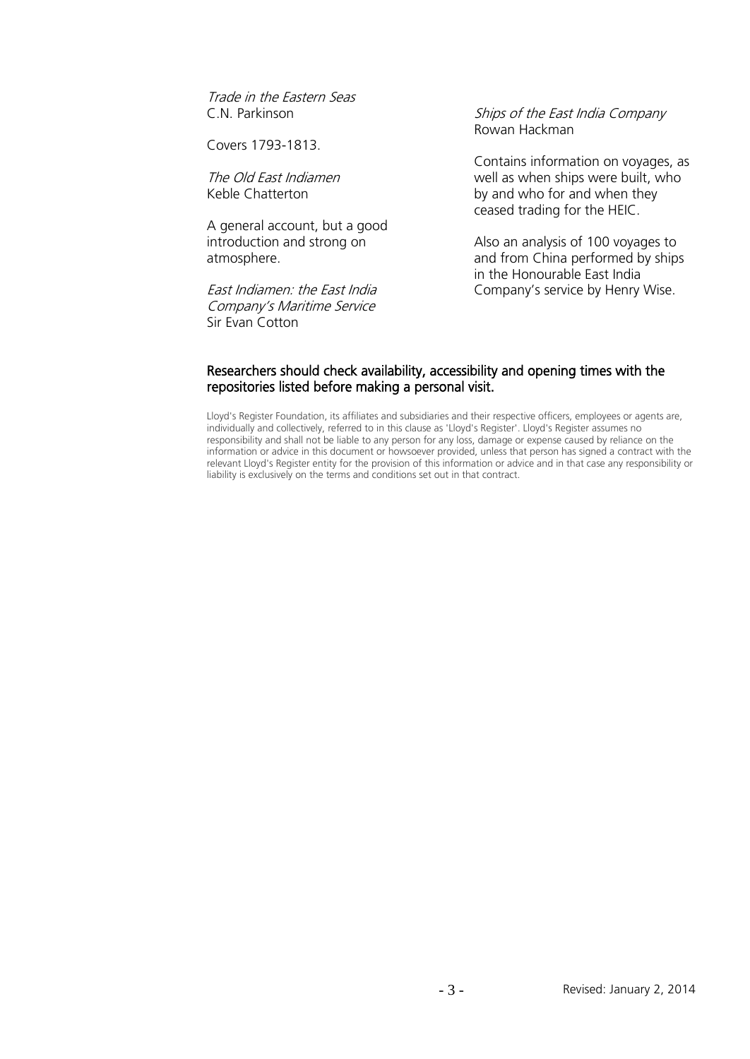*Trade in the Eastern Seas*
C.N. Parkinson

Covers 1793-1813.

*The Old East Indiamen*
Keble Chatterton

A general account, but a good introduction and strong on atmosphere.

*East Indiamen: the East India Company's Maritime Service*
Sir Evan Cotton

*Ships of the East India Company*
Rowan Hackman

Contains information on voyages, as well as when ships were built, who by and who for and when they ceased trading for the HEIC.

Also an analysis of 100 voyages to and from China performed by ships in the Honourable East India Company's service by Henry Wise.

**Researchers should check availability, accessibility and opening times with the repositories listed before making a personal visit.**

Lloyd's Register Foundation, its affiliates and subsidiaries and their respective officers, employees or agents are, individually and collectively, referred to in this clause as 'Lloyd's Register'. Lloyd's Register assumes no responsibility and shall not be liable to any person for any loss, damage or expense caused by reliance on the information or advice in this document or howsoever provided, unless that person has signed a contract with the relevant Lloyd's Register entity for the provision of this information or advice and in that case any responsibility or liability is exclusively on the terms and conditions set out in that contract.

Revised: January 2, 2014